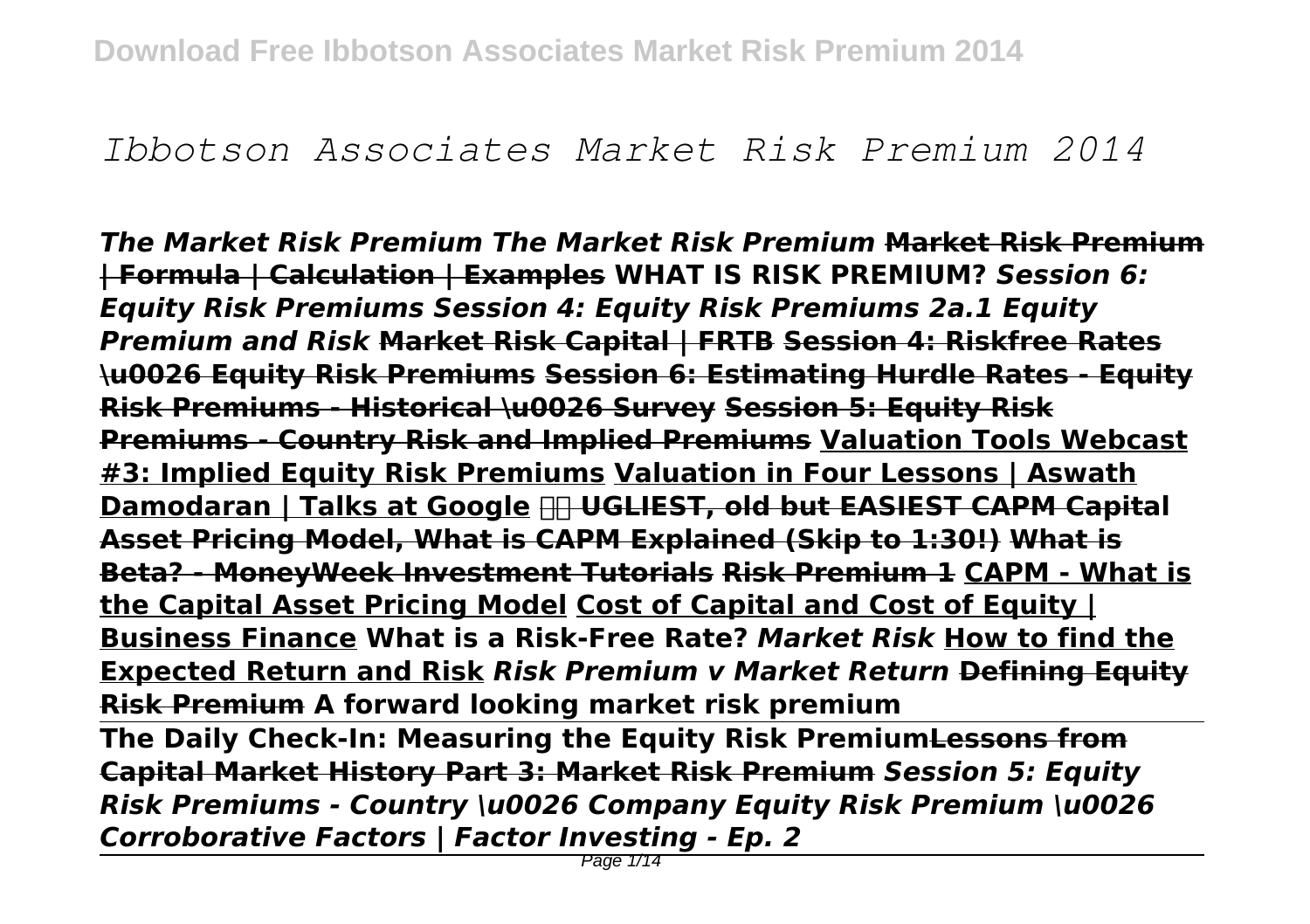# *Ibbotson Associates Market Risk Premium 2014*

***The Market Risk Premium The Market Risk Premium*** **~~Market Risk Premium | Formula | Calculation | Examples~~ WHAT IS RISK PREMIUM?** ***Session 6: Equity Risk Premiums Session 4: Equity Risk Premiums 2a.1 Equity Premium and Risk*** **~~Market Risk Capital | FRTB~~ ~~Session 4: Riskfree Rates \u0026 Equity Risk Premiums~~ ~~Session 6: Estimating Hurdle Rates - Equity Risk Premiums - Historical \u0026 Survey~~ ~~Session 5: Equity Risk Premiums - Country Risk and Implied Premiums~~ Valuation Tools Webcast #3: Implied Equity Risk Premiums Valuation in Four Lessons | Aswath Damodaran | Talks at Google ~~UGLIEST, old but EASIEST CAPM Capital Asset Pricing Model, What is CAPM Explained (Skip to 1:30!)~~ ~~What is Beta? - MoneyWeek Investment Tutorials~~ ~~Risk Premium 1~~ CAPM - What is the Capital Asset Pricing Model Cost of Capital and Cost of Equity | Business Finance What is a Risk-Free Rate?** ***Market Risk*** **How to find the Expected Return and Risk** ***Risk Premium v Market Return*** **~~Defining Equity Risk Premium~~ A forward looking market risk premium**

**The Daily Check-In: Measuring the Equity Risk Premium~~Lessons from Capital Market History Part 3: Market Risk Premium~~** ***Session 5: Equity Risk Premiums - Country \u0026 Company Equity Risk Premium \u0026 Corroborative Factors | Factor Investing - Ep. 2***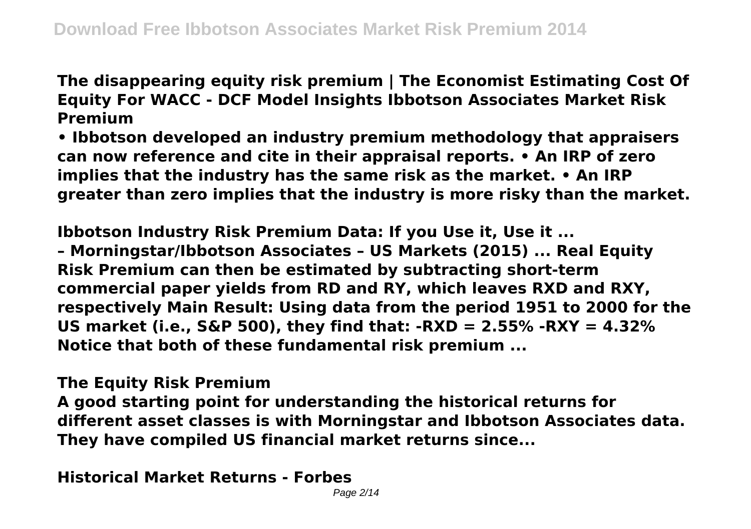**The disappearing equity risk premium | The Economist Estimating Cost Of Equity For WACC - DCF Model Insights Ibbotson Associates Market Risk Premium**

**• Ibbotson developed an industry premium methodology that appraisers can now reference and cite in their appraisal reports. • An IRP of zero implies that the industry has the same risk as the market. • An IRP greater than zero implies that the industry is more risky than the market.**

**Ibbotson Industry Risk Premium Data: If you Use it, Use it ...**

**– Morningstar/Ibbotson Associates – US Markets (2015) ... Real Equity Risk Premium can then be estimated by subtracting short-term commercial paper yields from RD and RY, which leaves RXD and RXY, respectively Main Result: Using data from the period 1951 to 2000 for the US market (i.e., S&P 500), they find that: -RXD = 2.55% -RXY = 4.32% Notice that both of these fundamental risk premium ...**

**The Equity Risk Premium**

**A good starting point for understanding the historical returns for different asset classes is with Morningstar and Ibbotson Associates data. They have compiled US financial market returns since...**

**Historical Market Returns - Forbes**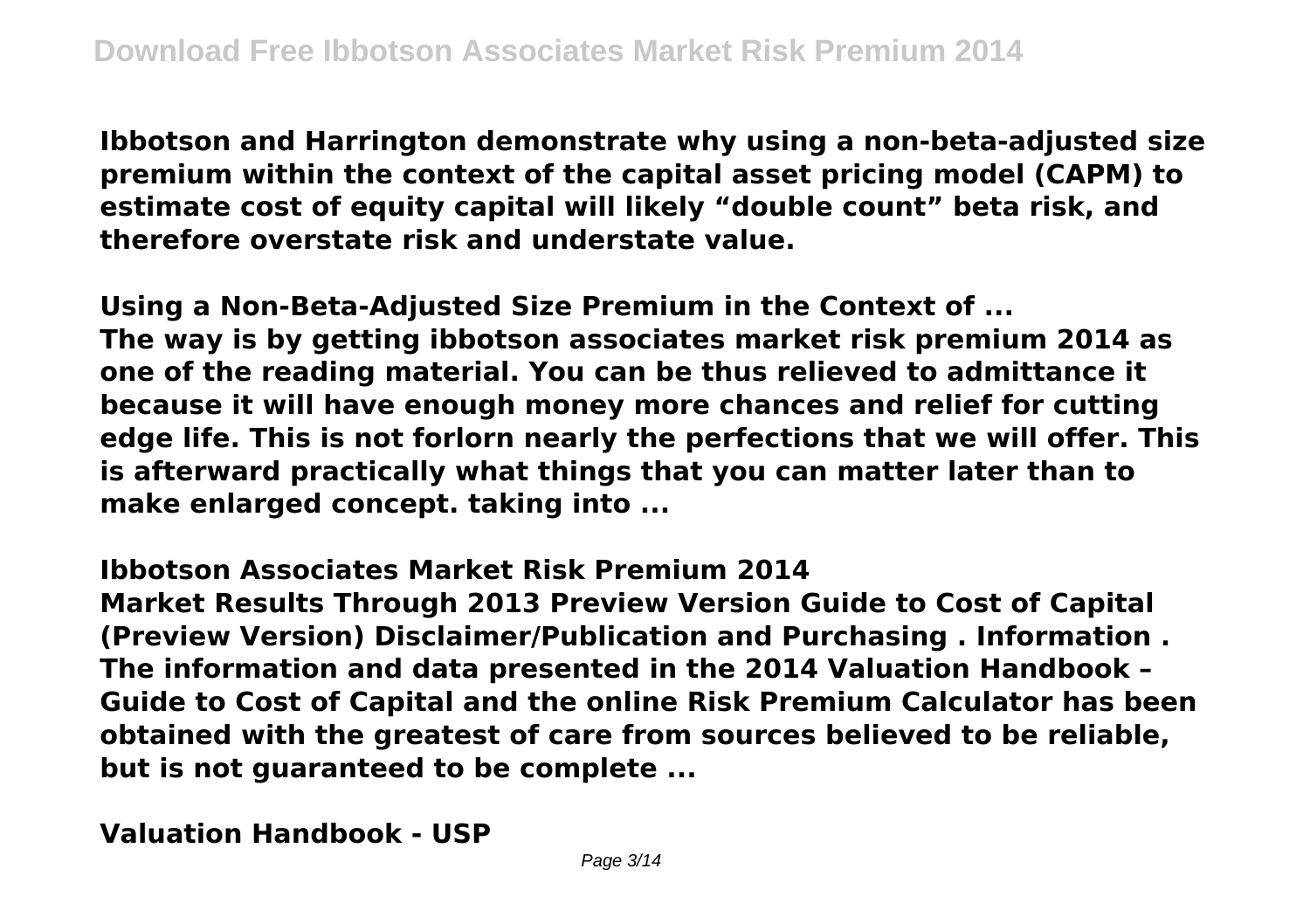**Ibbotson and Harrington demonstrate why using a non-beta-adjusted size premium within the context of the capital asset pricing model (CAPM) to estimate cost of equity capital will likely "double count" beta risk, and therefore overstate risk and understate value.**

## Using a Non-Beta-Adjusted Size Premium in the Context of ...

**The way is by getting ibbotson associates market risk premium 2014 as one of the reading material. You can be thus relieved to admittance it because it will have enough money more chances and relief for cutting edge life. This is not forlorn nearly the perfections that we will offer. This is afterward practically what things that you can matter later than to make enlarged concept. taking into ...**

## Ibbotson Associates Market Risk Premium 2014

**Market Results Through 2013 Preview Version Guide to Cost of Capital (Preview Version) Disclaimer/Publication and Purchasing . Information . The information and data presented in the 2014 Valuation Handbook – Guide to Cost of Capital and the online Risk Premium Calculator has been obtained with the greatest of care from sources believed to be reliable, but is not guaranteed to be complete ...**

## Valuation Handbook - USP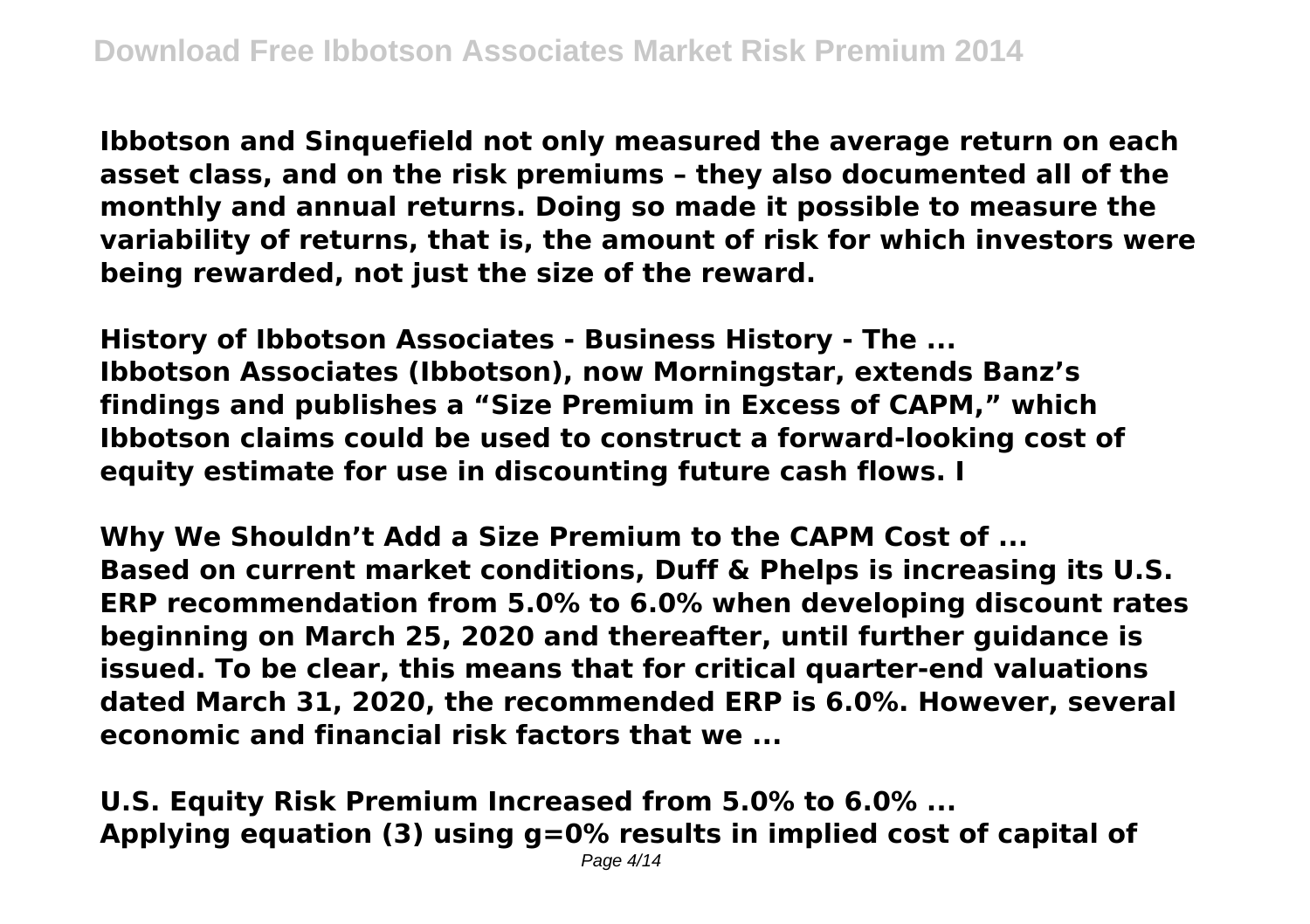**Ibbotson and Sinquefield not only measured the average return on each asset class, and on the risk premiums – they also documented all of the monthly and annual returns. Doing so made it possible to measure the variability of returns, that is, the amount of risk for which investors were being rewarded, not just the size of the reward.**

**History of Ibbotson Associates - Business History - The ...**
**Ibbotson Associates (Ibbotson), now Morningstar, extends Banz's findings and publishes a "Size Premium in Excess of CAPM," which Ibbotson claims could be used to construct a forward-looking cost of equity estimate for use in discounting future cash flows. I**

**Why We Shouldn't Add a Size Premium to the CAPM Cost of ...**
**Based on current market conditions, Duff & Phelps is increasing its U.S. ERP recommendation from 5.0% to 6.0% when developing discount rates beginning on March 25, 2020 and thereafter, until further guidance is issued. To be clear, this means that for critical quarter-end valuations dated March 31, 2020, the recommended ERP is 6.0%. However, several economic and financial risk factors that we ...**

**U.S. Equity Risk Premium Increased from 5.0% to 6.0% ...**
**Applying equation (3) using $g=0\%$ results in implied cost of capital of**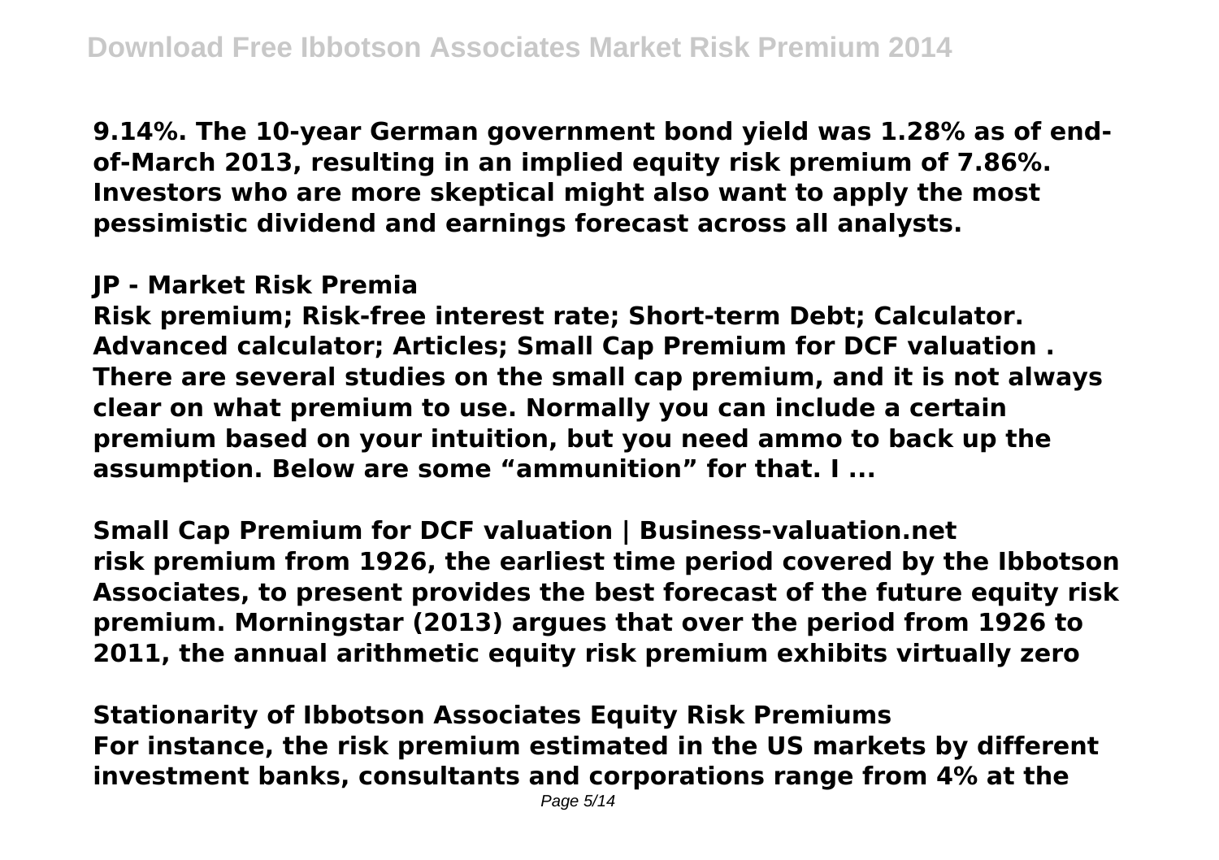**9.14%. The 10-year German government bond yield was 1.28% as of end-of-March 2013, resulting in an implied equity risk premium of 7.86%. Investors who are more skeptical might also want to apply the most pessimistic dividend and earnings forecast across all analysts.**

## JP - Market Risk Premia

**Risk premium; Risk-free interest rate; Short-term Debt; Calculator. Advanced calculator; Articles; Small Cap Premium for DCF valuation . There are several studies on the small cap premium, and it is not always clear on what premium to use. Normally you can include a certain premium based on your intuition, but you need ammo to back up the assumption. Below are some "ammunition" for that. I ...**

## Small Cap Premium for DCF valuation | Business-valuation.net

**risk premium from 1926, the earliest time period covered by the Ibbotson Associates, to present provides the best forecast of the future equity risk premium. Morningstar (2013) argues that over the period from 1926 to 2011, the annual arithmetic equity risk premium exhibits virtually zero**

## Stationarity of Ibbotson Associates Equity Risk Premiums

**For instance, the risk premium estimated in the US markets by different investment banks, consultants and corporations range from 4% at the**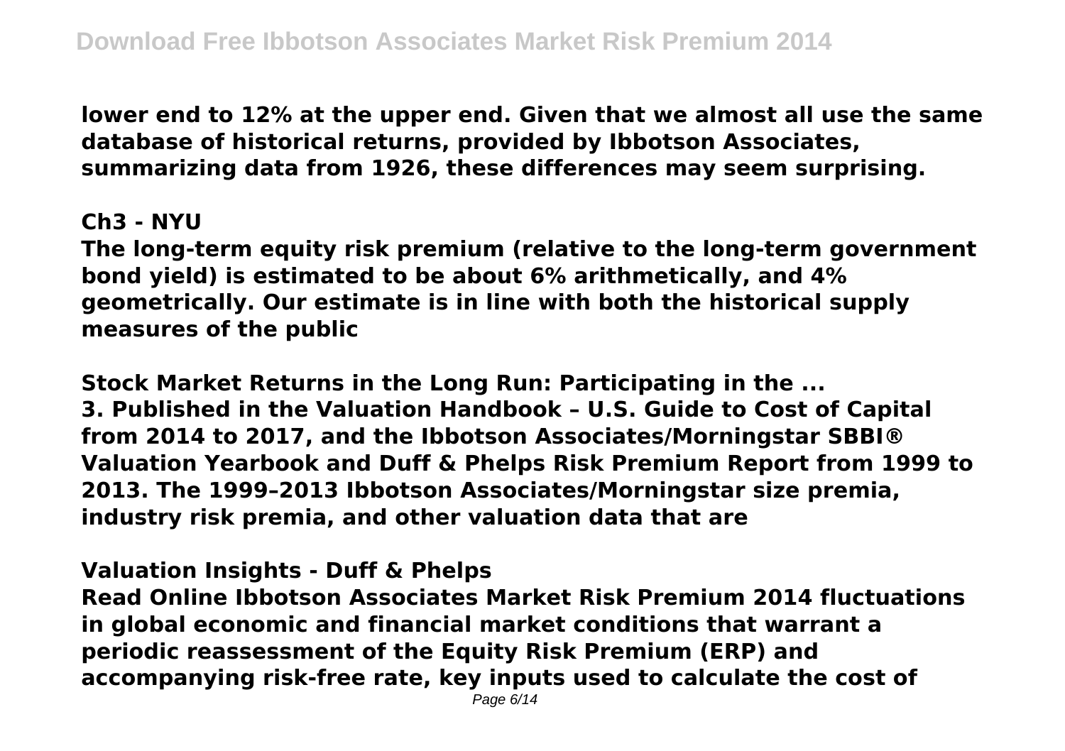**lower end to 12% at the upper end. Given that we almost all use the same database of historical returns, provided by Ibbotson Associates, summarizing data from 1926, these differences may seem surprising.**

**Ch3 - NYU**

**The long-term equity risk premium (relative to the long-term government bond yield) is estimated to be about 6% arithmetically, and 4% geometrically. Our estimate is in line with both the historical supply measures of the public**

**Stock Market Returns in the Long Run: Participating in the ...**

**3. Published in the Valuation Handbook – U.S. Guide to Cost of Capital from 2014 to 2017, and the Ibbotson Associates/Morningstar SBBI® Valuation Yearbook and Duff & Phelps Risk Premium Report from 1999 to 2013. The 1999–2013 Ibbotson Associates/Morningstar size premia, industry risk premia, and other valuation data that are**

**Valuation Insights - Duff & Phelps**

**Read Online Ibbotson Associates Market Risk Premium 2014 fluctuations in global economic and financial market conditions that warrant a periodic reassessment of the Equity Risk Premium (ERP) and accompanying risk-free rate, key inputs used to calculate the cost of**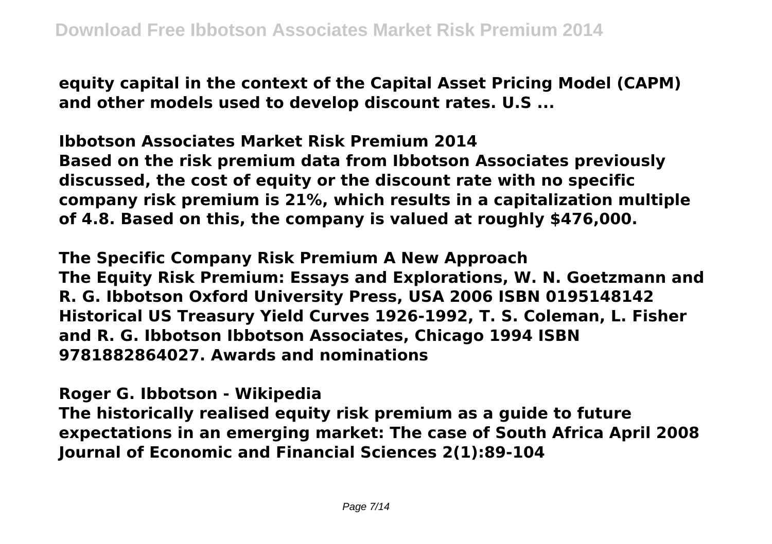**equity capital in the context of the Capital Asset Pricing Model (CAPM) and other models used to develop discount rates. U.S ...**

**Ibbotson Associates Market Risk Premium 2014**

**Based on the risk premium data from Ibbotson Associates previously discussed, the cost of equity or the discount rate with no specific company risk premium is 21%, which results in a capitalization multiple of 4.8. Based on this, the company is valued at roughly $476,000.**

**The Specific Company Risk Premium A New Approach**

**The Equity Risk Premium: Essays and Explorations, W. N. Goetzmann and R. G. Ibbotson Oxford University Press, USA 2006 ISBN 0195148142 Historical US Treasury Yield Curves 1926-1992, T. S. Coleman, L. Fisher and R. G. Ibbotson Ibbotson Associates, Chicago 1994 ISBN 9781882864027. Awards and nominations**

**Roger G. Ibbotson - Wikipedia**

**The historically realised equity risk premium as a guide to future expectations in an emerging market: The case of South Africa April 2008 Journal of Economic and Financial Sciences 2(1):89-104**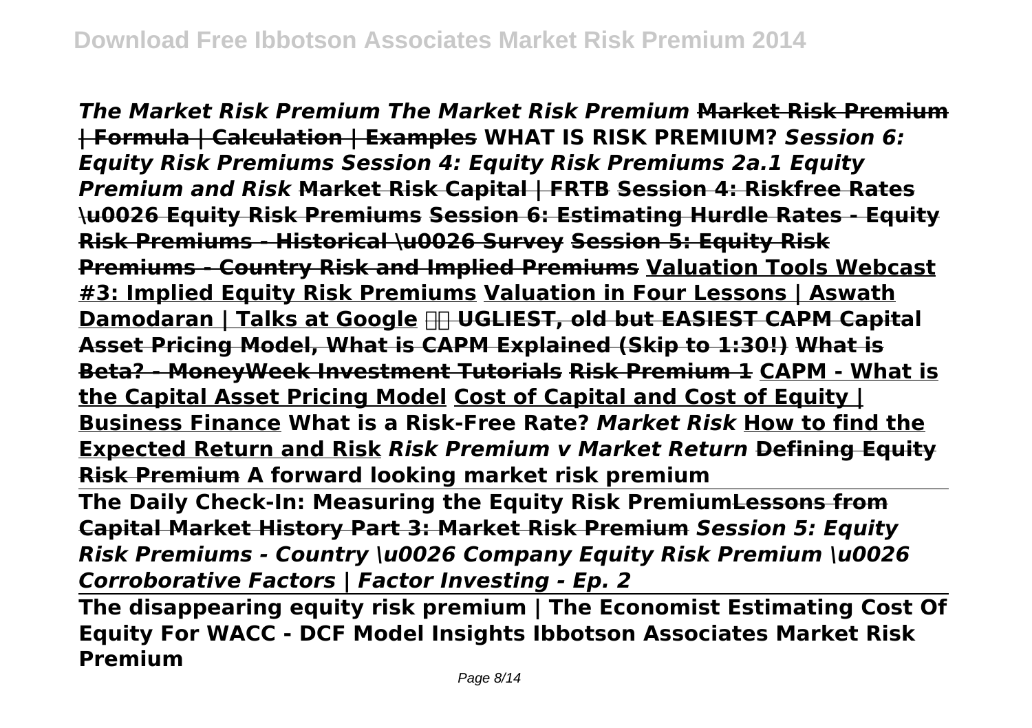***The Market Risk Premium The Market Risk Premium*** **~~Market Risk Premium | Formula | Calculation | Examples~~** **WHAT IS RISK PREMIUM?** ***Session 6: Equity Risk Premiums Session 4: Equity Risk Premiums 2a.1 Equity Premium and Risk*** **~~Market Risk Capital | FRTB~~** **~~Session 4: Riskfree Rates \u0026 Equity Risk Premiums~~** **~~Session 6: Estimating Hurdle Rates - Equity Risk Premiums - Historical \u0026 Survey~~** **~~Session 5: Equity Risk Premiums - Country Risk and Implied Premiums~~** **Valuation Tools Webcast #3: Implied Equity Risk Premiums** **Valuation in Four Lessons | Aswath Damodaran | Talks at Google** **~~UGLIEST, old but EASIEST CAPM Capital Asset Pricing Model, What is CAPM Explained (Skip to 1:30!)~~** **~~What is Beta? - MoneyWeek Investment Tutorials~~** **~~Risk Premium 1~~** **CAPM - What is the Capital Asset Pricing Model** **Cost of Capital and Cost of Equity | Business Finance** **What is a Risk-Free Rate?** ***Market Risk*** **How to find the Expected Return and Risk** ***Risk Premium v Market Return*** **~~Defining Equity Risk Premium~~** **A forward looking market risk premium**

**The Daily Check-In: Measuring the Equity Risk Premium** **~~Lessons from Capital Market History Part 3: Market Risk Premium~~** ***Session 5: Equity Risk Premiums - Country \u0026 Company Equity Risk Premium \u0026 Corroborative Factors | Factor Investing - Ep. 2***

**The disappearing equity risk premium | The Economist Estimating Cost Of Equity For WACC - DCF Model Insights Ibbotson Associates Market Risk Premium**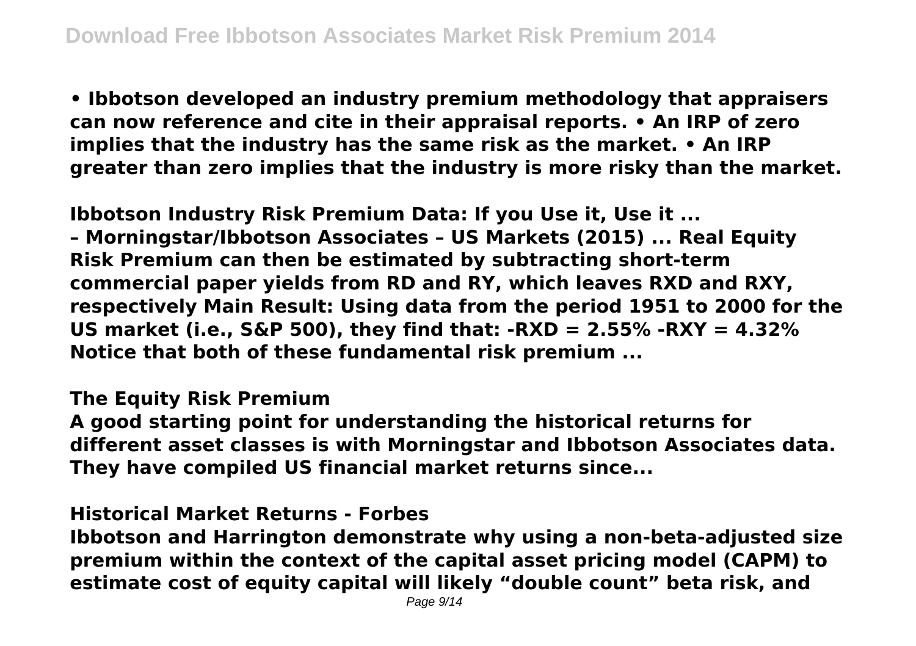**• Ibbotson developed an industry premium methodology that appraisers can now reference and cite in their appraisal reports. • An IRP of zero implies that the industry has the same risk as the market. • An IRP greater than zero implies that the industry is more risky than the market.**

**Ibbotson Industry Risk Premium Data: If you Use it, Use it ...**

**– Morningstar/Ibbotson Associates – US Markets (2015) ... Real Equity Risk Premium can then be estimated by subtracting short-term commercial paper yields from RD and RY, which leaves RXD and RXY, respectively Main Result: Using data from the period 1951 to 2000 for the US market (i.e., S&P 500), they find that: -RXD = 2.55% -RXY = 4.32% Notice that both of these fundamental risk premium ...**

**The Equity Risk Premium**

**A good starting point for understanding the historical returns for different asset classes is with Morningstar and Ibbotson Associates data. They have compiled US financial market returns since...**

**Historical Market Returns - Forbes**

**Ibbotson and Harrington demonstrate why using a non-beta-adjusted size premium within the context of the capital asset pricing model (CAPM) to estimate cost of equity capital will likely “double count” beta risk, and**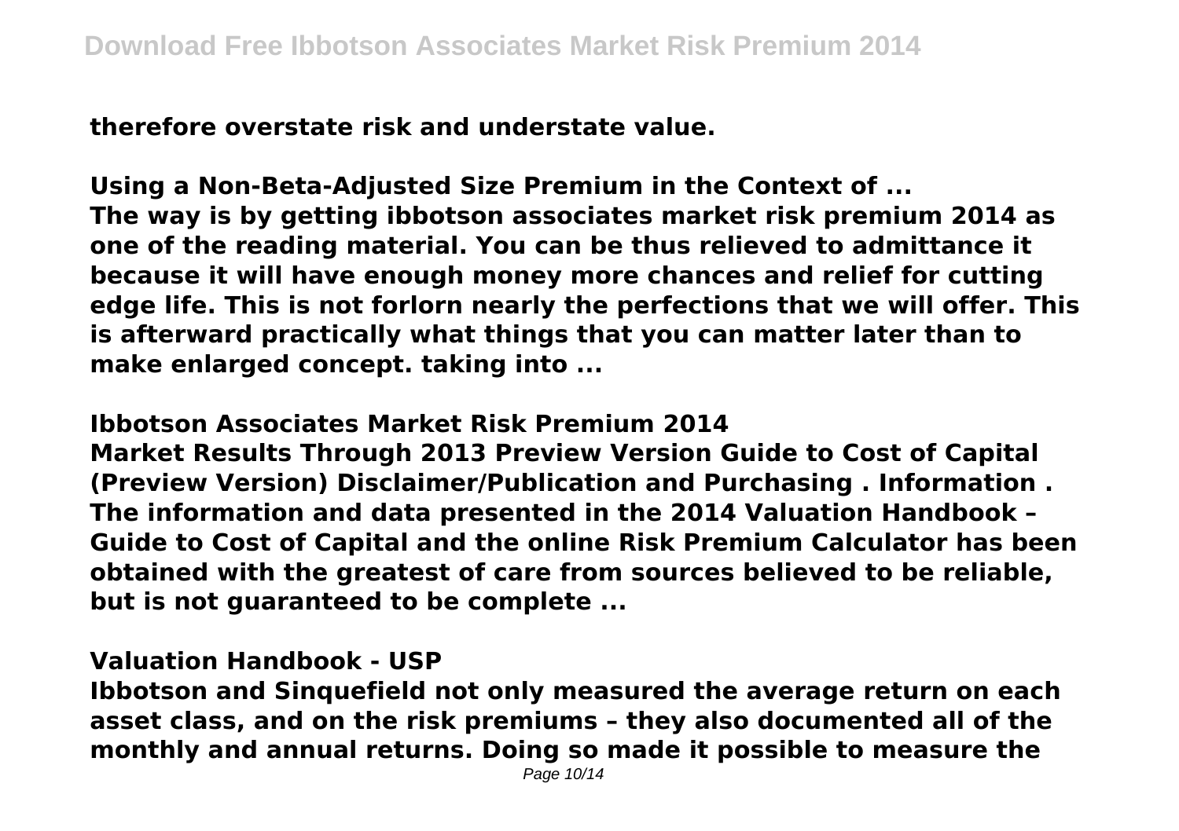**therefore overstate risk and understate value.**

## Using a Non-Beta-Adjusted Size Premium in the Context of ...

**The way is by getting ibbotson associates market risk premium 2014 as one of the reading material. You can be thus relieved to admittance it because it will have enough money more chances and relief for cutting edge life. This is not forlorn nearly the perfections that we will offer. This is afterward practically what things that you can matter later than to make enlarged concept. taking into ...**

## Ibbotson Associates Market Risk Premium 2014

**Market Results Through 2013 Preview Version Guide to Cost of Capital (Preview Version) Disclaimer/Publication and Purchasing . Information . The information and data presented in the 2014 Valuation Handbook – Guide to Cost of Capital and the online Risk Premium Calculator has been obtained with the greatest of care from sources believed to be reliable, but is not guaranteed to be complete ...**

## Valuation Handbook - USP

**Ibbotson and Sinquefield not only measured the average return on each asset class, and on the risk premiums – they also documented all of the monthly and annual returns. Doing so made it possible to measure the**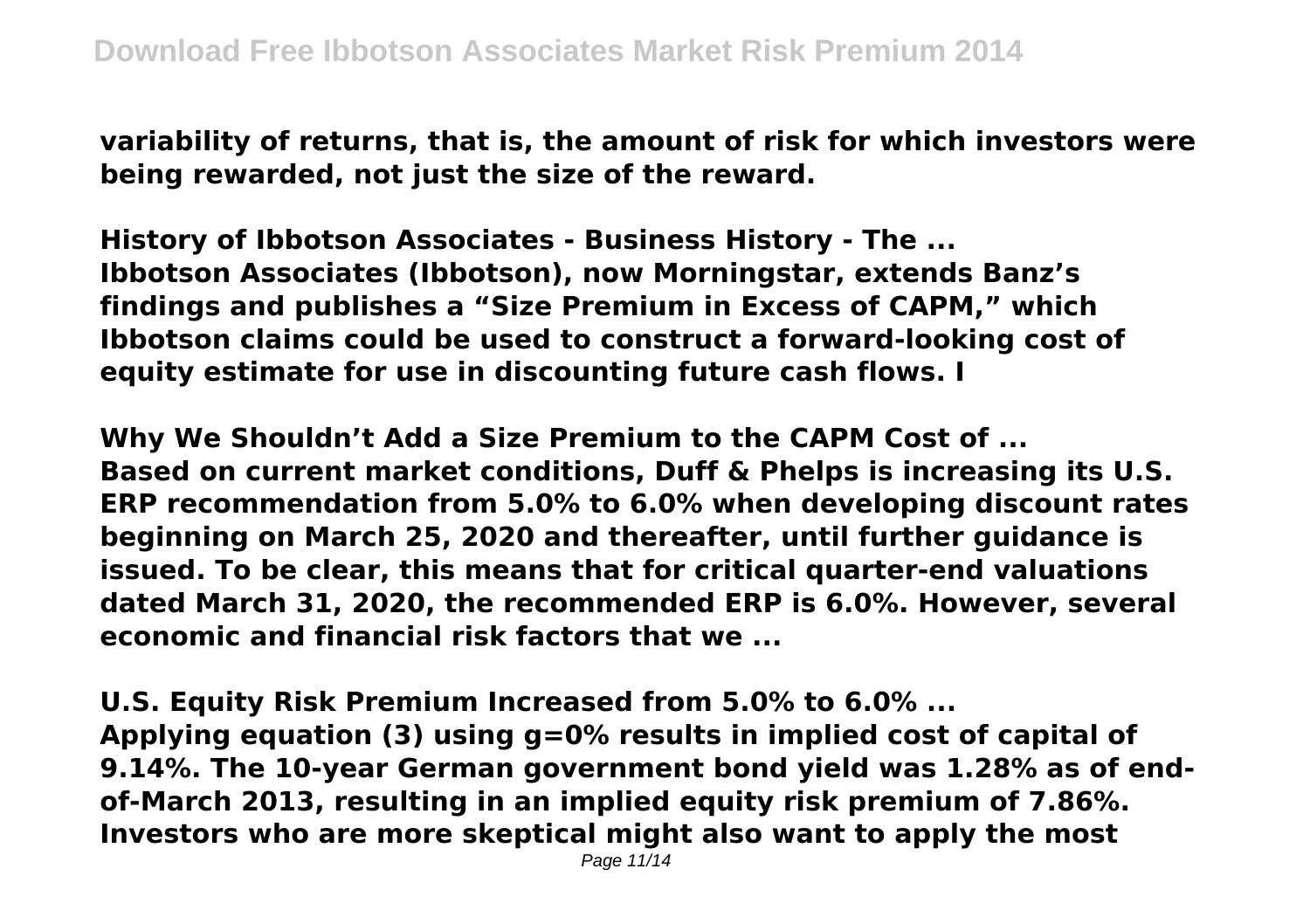**variability of returns, that is, the amount of risk for which investors were being rewarded, not just the size of the reward.**

**History of Ibbotson Associates - Business History - The ...**
**Ibbotson Associates (Ibbotson), now Morningstar, extends Banz's findings and publishes a "Size Premium in Excess of CAPM," which Ibbotson claims could be used to construct a forward-looking cost of equity estimate for use in discounting future cash flows. I**

**Why We Shouldn't Add a Size Premium to the CAPM Cost of ...**
**Based on current market conditions, Duff & Phelps is increasing its U.S. ERP recommendation from 5.0% to 6.0% when developing discount rates beginning on March 25, 2020 and thereafter, until further guidance is issued. To be clear, this means that for critical quarter-end valuations dated March 31, 2020, the recommended ERP is 6.0%. However, several economic and financial risk factors that we ...**

**U.S. Equity Risk Premium Increased from 5.0% to 6.0% ...**
**Applying equation (3) using $g=0\%$ results in implied cost of capital of 9.14%. The 10-year German government bond yield was 1.28% as of end-of-March 2013, resulting in an implied equity risk premium of 7.86%. Investors who are more skeptical might also want to apply the most**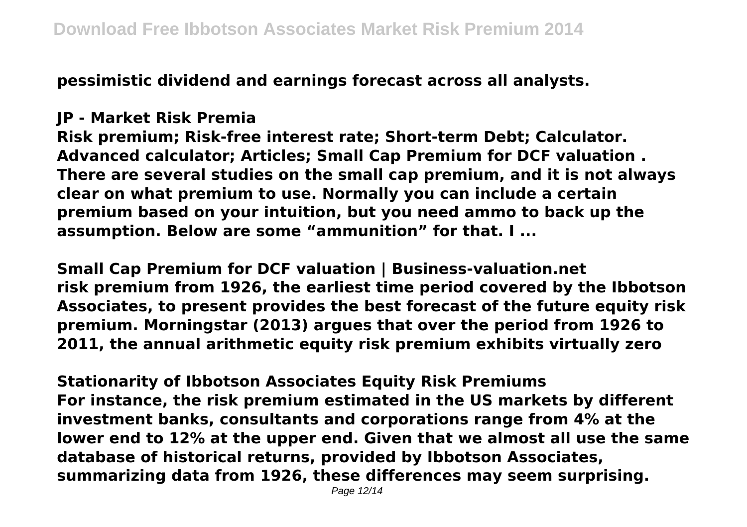**pessimistic dividend and earnings forecast across all analysts.**

**JP - Market Risk Premia**

**Risk premium; Risk-free interest rate; Short-term Debt; Calculator. Advanced calculator; Articles; Small Cap Premium for DCF valuation . There are several studies on the small cap premium, and it is not always clear on what premium to use. Normally you can include a certain premium based on your intuition, but you need ammo to back up the assumption. Below are some “ammunition” for that. I ...**

**Small Cap Premium for DCF valuation | Business-valuation.net**

**risk premium from 1926, the earliest time period covered by the Ibbotson Associates, to present provides the best forecast of the future equity risk premium. Morningstar (2013) argues that over the period from 1926 to 2011, the annual arithmetic equity risk premium exhibits virtually zero**

**Stationarity of Ibbotson Associates Equity Risk Premiums**

**For instance, the risk premium estimated in the US markets by different investment banks, consultants and corporations range from 4% at the lower end to 12% at the upper end. Given that we almost all use the same database of historical returns, provided by Ibbotson Associates, summarizing data from 1926, these differences may seem surprising.**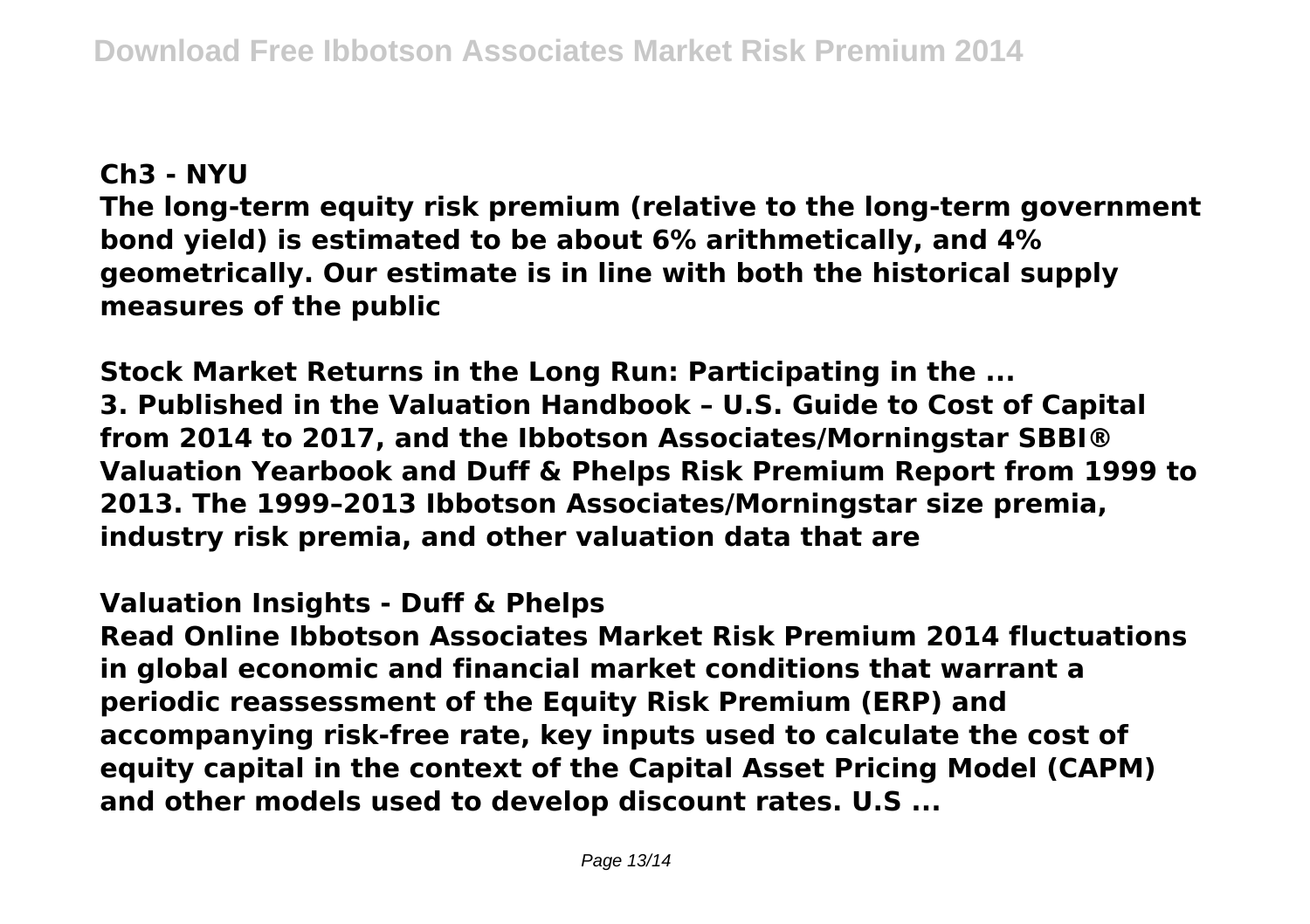**Ch3 - NYU**

**The long-term equity risk premium (relative to the long-term government bond yield) is estimated to be about 6% arithmetically, and 4% geometrically. Our estimate is in line with both the historical supply measures of the public**

**Stock Market Returns in the Long Run: Participating in the ...**

**3. Published in the Valuation Handbook – U.S. Guide to Cost of Capital from 2014 to 2017, and the Ibbotson Associates/Morningstar SBBI® Valuation Yearbook and Duff & Phelps Risk Premium Report from 1999 to 2013. The 1999–2013 Ibbotson Associates/Morningstar size premia, industry risk premia, and other valuation data that are**

**Valuation Insights - Duff & Phelps**

**Read Online Ibbotson Associates Market Risk Premium 2014 fluctuations in global economic and financial market conditions that warrant a periodic reassessment of the Equity Risk Premium (ERP) and accompanying risk-free rate, key inputs used to calculate the cost of equity capital in the context of the Capital Asset Pricing Model (CAPM) and other models used to develop discount rates. U.S ...**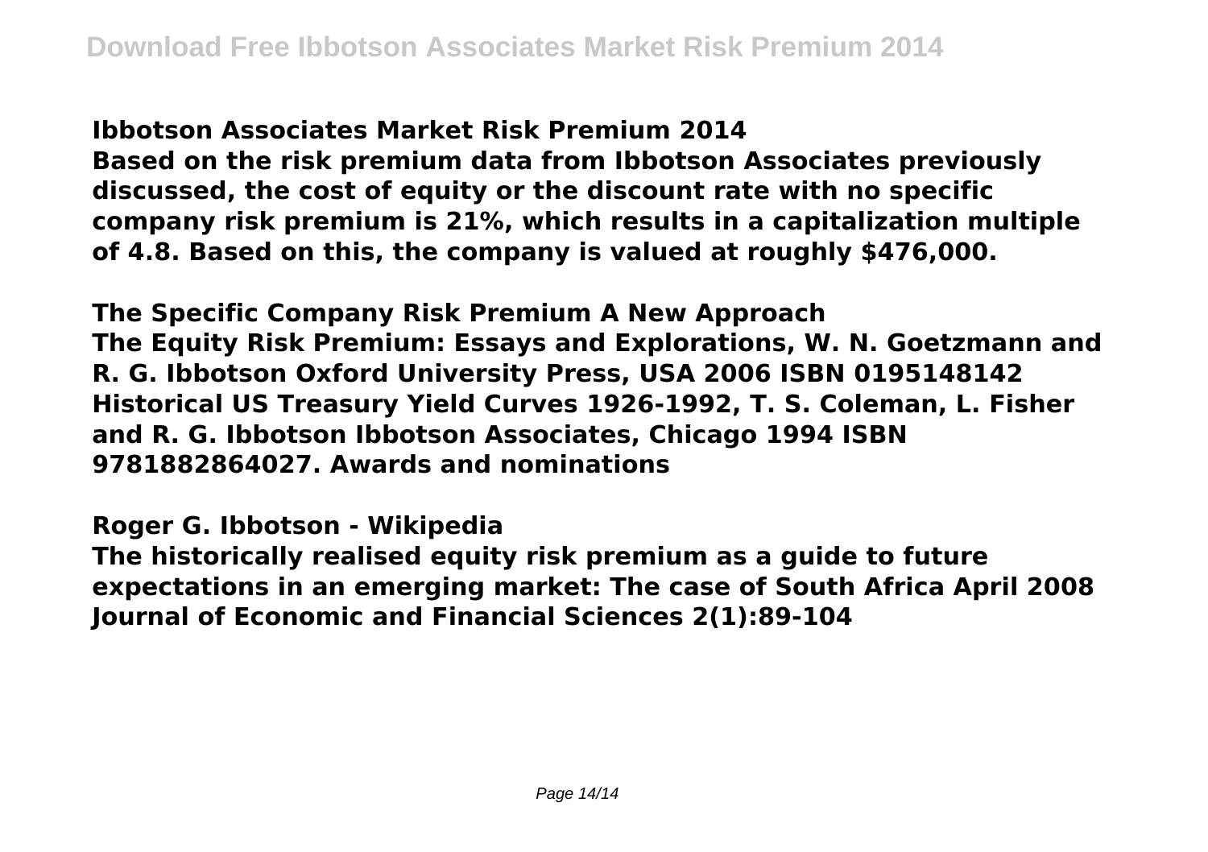**Ibbotson Associates Market Risk Premium 2014**

**Based on the risk premium data from Ibbotson Associates previously discussed, the cost of equity or the discount rate with no specific company risk premium is 21%, which results in a capitalization multiple of 4.8. Based on this, the company is valued at roughly $476,000.**

**The Specific Company Risk Premium A New Approach**

**The Equity Risk Premium: Essays and Explorations, W. N. Goetzmann and R. G. Ibbotson Oxford University Press, USA 2006 ISBN 0195148142 Historical US Treasury Yield Curves 1926-1992, T. S. Coleman, L. Fisher and R. G. Ibbotson Ibbotson Associates, Chicago 1994 ISBN 9781882864027. Awards and nominations**

**Roger G. Ibbotson - Wikipedia**

**The historically realised equity risk premium as a guide to future expectations in an emerging market: The case of South Africa April 2008 Journal of Economic and Financial Sciences 2(1):89-104**